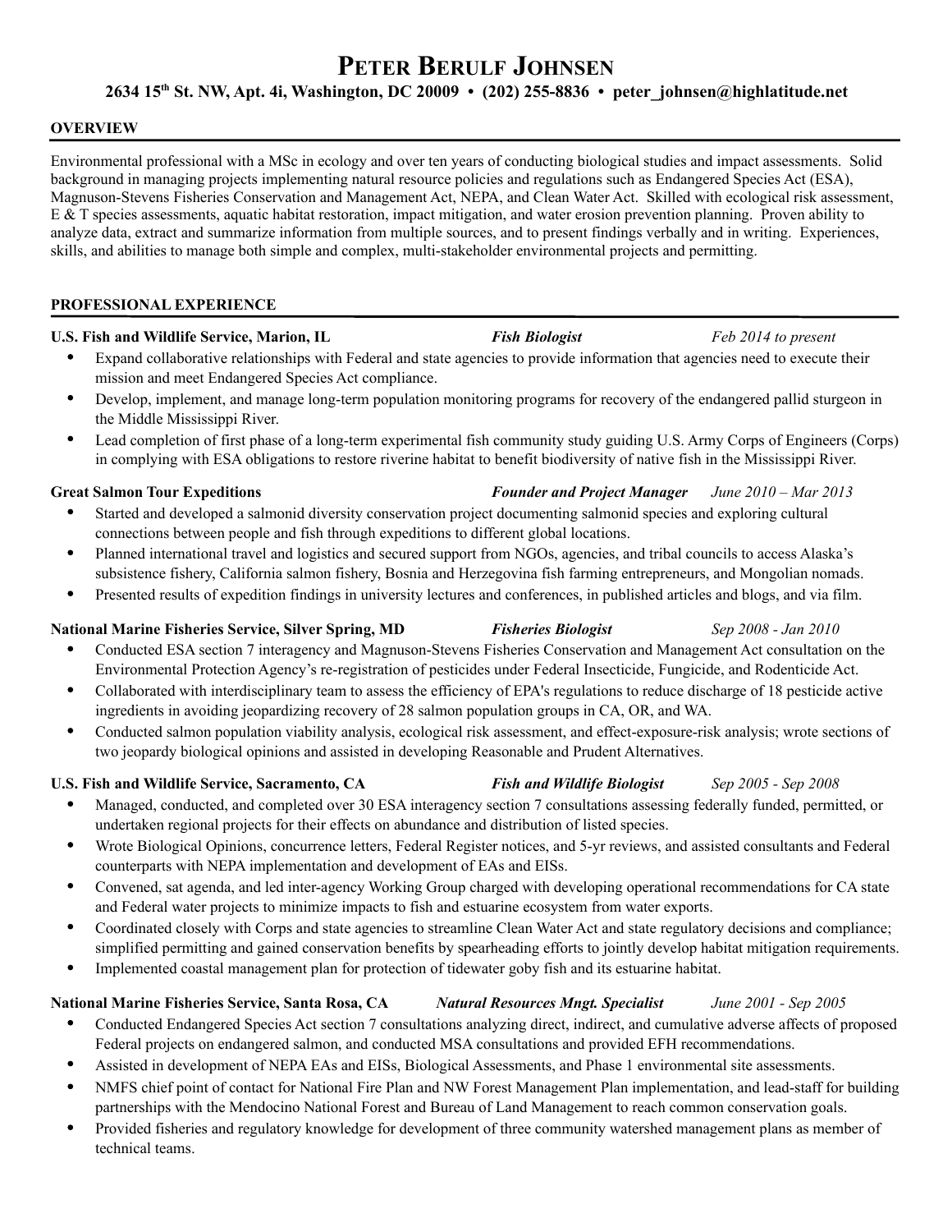# Peter Berulf Johnsen

**2634 15th St. NW, Apt. 4i, Washington, DC 20009 • (202) 255-8836 • peter_johnsen@highlatitude.net**

## OVERVIEW

Environmental professional with a MSc in ecology and over ten years of conducting biological studies and impact assessments. Solid background in managing projects implementing natural resource policies and regulations such as Endangered Species Act (ESA), Magnuson-Stevens Fisheries Conservation and Management Act, NEPA, and Clean Water Act. Skilled with ecological risk assessment, E & T species assessments, aquatic habitat restoration, impact mitigation, and water erosion prevention planning. Proven ability to analyze data, extract and summarize information from multiple sources, and to present findings verbally and in writing. Experiences, skills, and abilities to manage both simple and complex, multi-stakeholder environmental projects and permitting.

## PROFESSIONAL EXPERIENCE

**U.S. Fish and Wildlife Service, Marion, IL** — ***Fish Biologist*** — *Feb 2014 to present*

- Expand collaborative relationships with Federal and state agencies to provide information that agencies need to execute their mission and meet Endangered Species Act compliance.
- Develop, implement, and manage long-term population monitoring programs for recovery of the endangered pallid sturgeon in the Middle Mississippi River.
- Lead completion of first phase of a long-term experimental fish community study guiding U.S. Army Corps of Engineers (Corps) in complying with ESA obligations to restore riverine habitat to benefit biodiversity of native fish in the Mississippi River.

**Great Salmon Tour Expeditions** — ***Founder and Project Manager*** — *June 2010 – Mar 2013*

- Started and developed a salmonid diversity conservation project documenting salmonid species and exploring cultural connections between people and fish through expeditions to different global locations.
- Planned international travel and logistics and secured support from NGOs, agencies, and tribal councils to access Alaska's subsistence fishery, California salmon fishery, Bosnia and Herzegovina fish farming entrepreneurs, and Mongolian nomads.
- Presented results of expedition findings in university lectures and conferences, in published articles and blogs, and via film.

**National Marine Fisheries Service, Silver Spring, MD** — ***Fisheries Biologist*** — *Sep 2008 - Jan 2010*

- Conducted ESA section 7 interagency and Magnuson-Stevens Fisheries Conservation and Management Act consultation on the Environmental Protection Agency's re-registration of pesticides under Federal Insecticide, Fungicide, and Rodenticide Act.
- Collaborated with interdisciplinary team to assess the efficiency of EPA's regulations to reduce discharge of 18 pesticide active ingredients in avoiding jeopardizing recovery of 28 salmon population groups in CA, OR, and WA.
- Conducted salmon population viability analysis, ecological risk assessment, and effect-exposure-risk analysis; wrote sections of two jeopardy biological opinions and assisted in developing Reasonable and Prudent Alternatives.

**U.S. Fish and Wildlife Service, Sacramento, CA** — ***Fish and Wildlife Biologist*** — *Sep 2005 - Sep 2008*

- Managed, conducted, and completed over 30 ESA interagency section 7 consultations assessing federally funded, permitted, or undertaken regional projects for their effects on abundance and distribution of listed species.
- Wrote Biological Opinions, concurrence letters, Federal Register notices, and 5-yr reviews, and assisted consultants and Federal counterparts with NEPA implementation and development of EAs and EISs.
- Convened, sat agenda, and led inter-agency Working Group charged with developing operational recommendations for CA state and Federal water projects to minimize impacts to fish and estuarine ecosystem from water exports.
- Coordinated closely with Corps and state agencies to streamline Clean Water Act and state regulatory decisions and compliance; simplified permitting and gained conservation benefits by spearheading efforts to jointly develop habitat mitigation requirements.
- Implemented coastal management plan for protection of tidewater goby fish and its estuarine habitat.

**National Marine Fisheries Service, Santa Rosa, CA** — ***Natural Resources Mngt. Specialist*** — *June 2001 - Sep 2005*

- Conducted Endangered Species Act section 7 consultations analyzing direct, indirect, and cumulative adverse affects of proposed Federal projects on endangered salmon, and conducted MSA consultations and provided EFH recommendations.
- Assisted in development of NEPA EAs and EISs, Biological Assessments, and Phase 1 environmental site assessments.
- NMFS chief point of contact for National Fire Plan and NW Forest Management Plan implementation, and lead-staff for building partnerships with the Mendocino National Forest and Bureau of Land Management to reach common conservation goals.
- Provided fisheries and regulatory knowledge for development of three community watershed management plans as member of technical teams.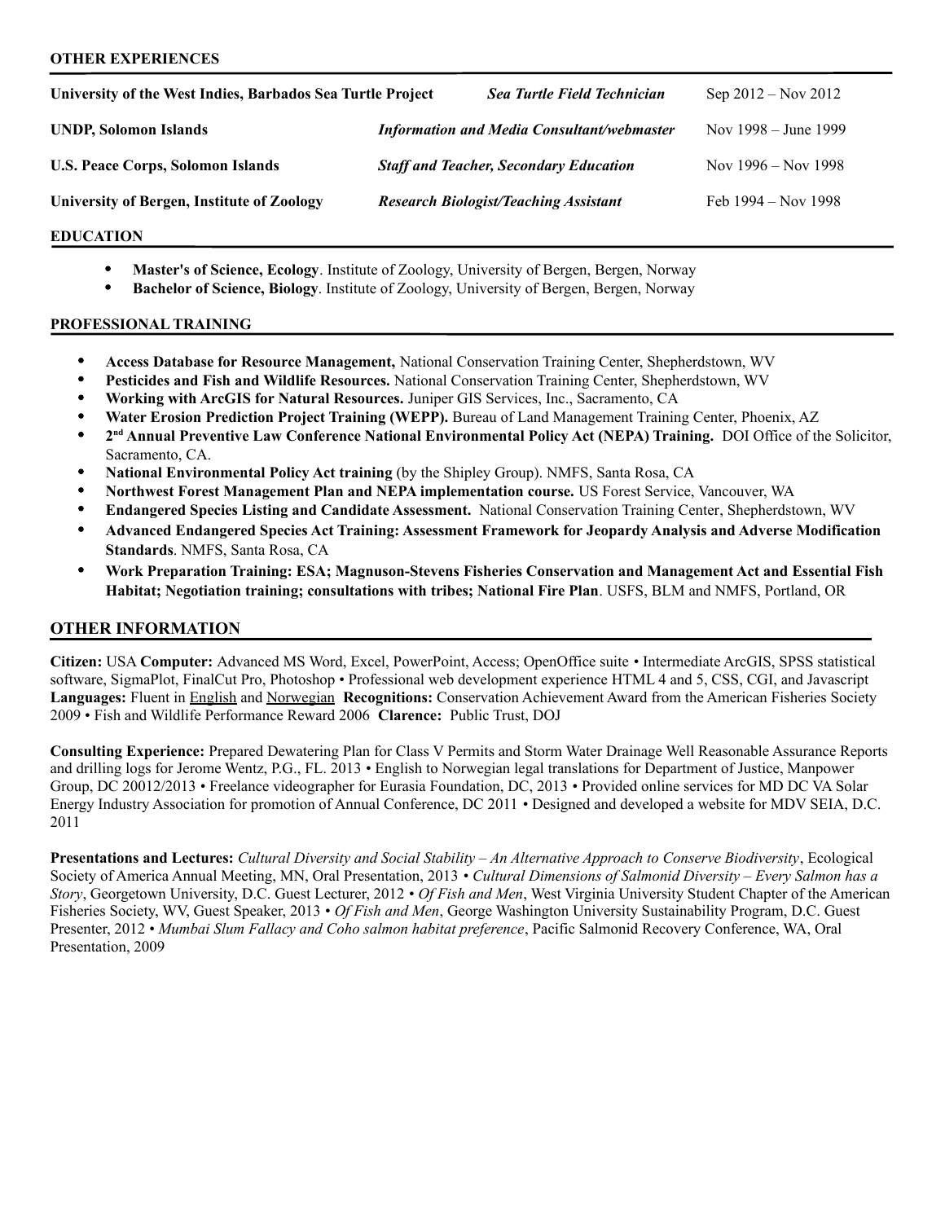## OTHER EXPERIENCES

| | | |
|---|---|---|
| **University of the West Indies, Barbados Sea Turtle Project** | ***Sea Turtle Field Technician*** | Sep 2012 – Nov 2012 |
| **UNDP, Solomon Islands** | ***Information and Media Consultant/webmaster*** | Nov 1998 – June 1999 |
| **U.S. Peace Corps, Solomon Islands** | ***Staff and Teacher, Secondary Education*** | Nov 1996 – Nov 1998 |
| **University of Bergen, Institute of Zoology** | ***Research Biologist/Teaching Assistant*** | Feb 1994 – Nov 1998 |

## EDUCATION

- **Master's of Science, Ecology**. Institute of Zoology, University of Bergen, Bergen, Norway
- **Bachelor of Science, Biology**. Institute of Zoology, University of Bergen, Bergen, Norway

## PROFESSIONAL TRAINING

- **Access Database for Resource Management,** National Conservation Training Center, Shepherdstown, WV
- **Pesticides and Fish and Wildlife Resources.** National Conservation Training Center, Shepherdstown, WV
- **Working with ArcGIS for Natural Resources.** Juniper GIS Services, Inc., Sacramento, CA
- **Water Erosion Prediction Project Training (WEPP).** Bureau of Land Management Training Center, Phoenix, AZ
- **2nd Annual Preventive Law Conference National Environmental Policy Act (NEPA) Training.** DOI Office of the Solicitor, Sacramento, CA.
- **National Environmental Policy Act training** (by the Shipley Group). NMFS, Santa Rosa, CA
- **Northwest Forest Management Plan and NEPA implementation course.** US Forest Service, Vancouver, WA
- **Endangered Species Listing and Candidate Assessment.** National Conservation Training Center, Shepherdstown, WV
- **Advanced Endangered Species Act Training: Assessment Framework for Jeopardy Analysis and Adverse Modification Standards**. NMFS, Santa Rosa, CA
- **Work Preparation Training: ESA; Magnuson-Stevens Fisheries Conservation and Management Act and Essential Fish Habitat; Negotiation training; consultations with tribes; National Fire Plan**. USFS, BLM and NMFS, Portland, OR

## OTHER INFORMATION

**Citizen:** USA **Computer:** Advanced MS Word, Excel, PowerPoint, Access; OpenOffice suite • Intermediate ArcGIS, SPSS statistical software, SigmaPlot, FinalCut Pro, Photoshop • Professional web development experience HTML 4 and 5, CSS, CGI, and Javascript **Languages:** Fluent in English and Norwegian **Recognitions:** Conservation Achievement Award from the American Fisheries Society 2009 • Fish and Wildlife Performance Reward 2006 **Clarence:** Public Trust, DOJ

**Consulting Experience:** Prepared Dewatering Plan for Class V Permits and Storm Water Drainage Well Reasonable Assurance Reports and drilling logs for Jerome Wentz, P.G., FL. 2013 • English to Norwegian legal translations for Department of Justice, Manpower Group, DC 20012/2013 • Freelance videographer for Eurasia Foundation, DC, 2013 • Provided online services for MD DC VA Solar Energy Industry Association for promotion of Annual Conference, DC 2011 • Designed and developed a website for MDV SEIA, D.C. 2011

**Presentations and Lectures:** *Cultural Diversity and Social Stability – An Alternative Approach to Conserve Biodiversity*, Ecological Society of America Annual Meeting, MN, Oral Presentation, 2013 • *Cultural Dimensions of Salmonid Diversity – Every Salmon has a Story*, Georgetown University, D.C. Guest Lecturer, 2012 • *Of Fish and Men*, West Virginia University Student Chapter of the American Fisheries Society, WV, Guest Speaker, 2013 • *Of Fish and Men*, George Washington University Sustainability Program, D.C. Guest Presenter, 2012 • *Mumbai Slum Fallacy and Coho salmon habitat preference*, Pacific Salmonid Recovery Conference, WA, Oral Presentation, 2009